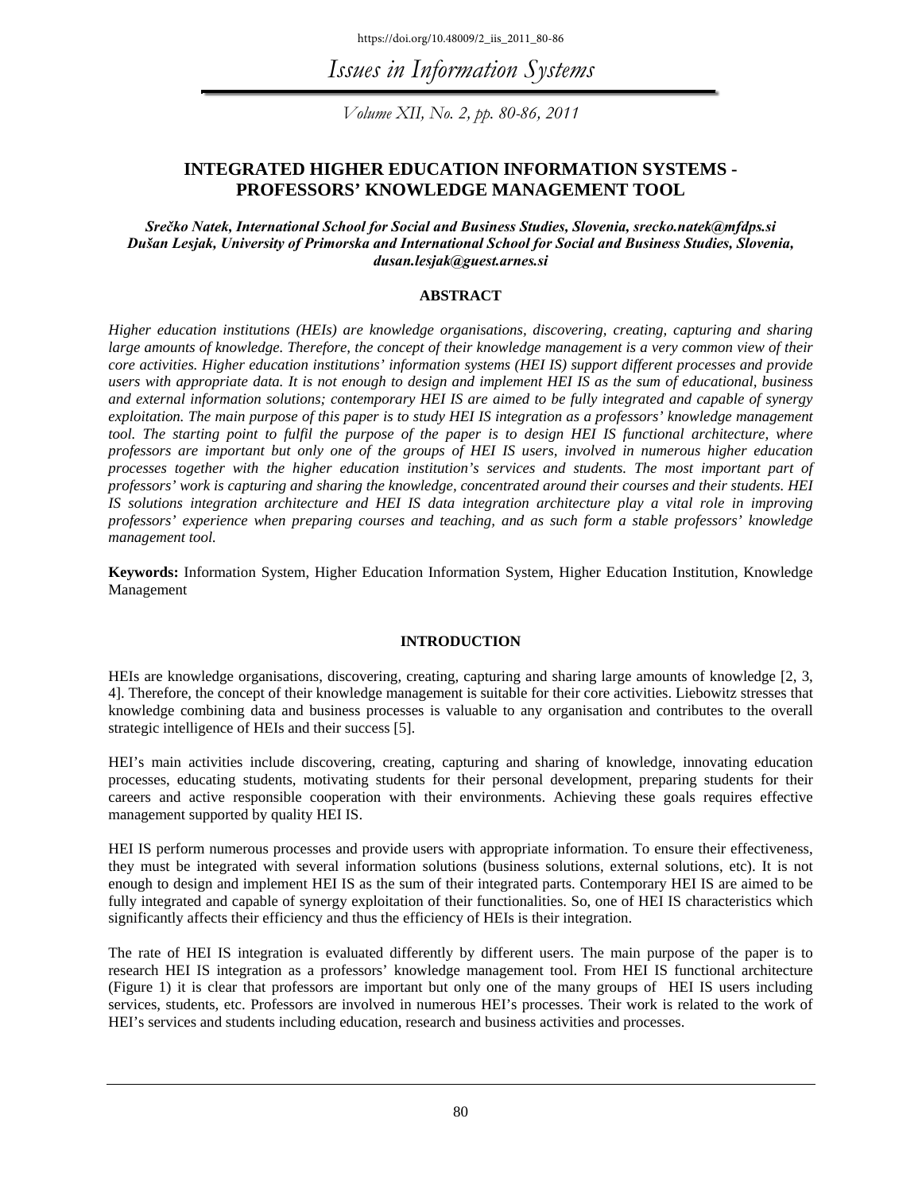# INTEGRATED HIGHER EDUCATION INFORMATION SYSTEMS - PROFESSORS' KNOWLEDGE MANAGEMENT TOOL

***Srečko Natek, International School for Social and Business Studies, Slovenia, srecko.natek@mfdps.si***
***Dušan Lesjak, University of Primorska and International School for Social and Business Studies, Slovenia, dusan.lesjak@guest.arnes.si***

## ABSTRACT

*Higher education institutions (HEIs) are knowledge organisations, discovering, creating, capturing and sharing large amounts of knowledge. Therefore, the concept of their knowledge management is a very common view of their core activities. Higher education institutions' information systems (HEI IS) support different processes and provide users with appropriate data. It is not enough to design and implement HEI IS as the sum of educational, business and external information solutions; contemporary HEI IS are aimed to be fully integrated and capable of synergy exploitation. The main purpose of this paper is to study HEI IS integration as a professors' knowledge management tool. The starting point to fulfil the purpose of the paper is to design HEI IS functional architecture, where professors are important but only one of the groups of HEI IS users, involved in numerous higher education processes together with the higher education institution's services and students. The most important part of professors' work is capturing and sharing the knowledge, concentrated around their courses and their students. HEI IS solutions integration architecture and HEI IS data integration architecture play a vital role in improving professors' experience when preparing courses and teaching, and as such form a stable professors' knowledge management tool.*

**Keywords:** Information System, Higher Education Information System, Higher Education Institution, Knowledge Management

## INTRODUCTION

HEIs are knowledge organisations, discovering, creating, capturing and sharing large amounts of knowledge [2, 3, 4]. Therefore, the concept of their knowledge management is suitable for their core activities. Liebowitz stresses that knowledge combining data and business processes is valuable to any organisation and contributes to the overall strategic intelligence of HEIs and their success [5].

HEI's main activities include discovering, creating, capturing and sharing of knowledge, innovating education processes, educating students, motivating students for their personal development, preparing students for their careers and active responsible cooperation with their environments. Achieving these goals requires effective management supported by quality HEI IS.

HEI IS perform numerous processes and provide users with appropriate information. To ensure their effectiveness, they must be integrated with several information solutions (business solutions, external solutions, etc). It is not enough to design and implement HEI IS as the sum of their integrated parts. Contemporary HEI IS are aimed to be fully integrated and capable of synergy exploitation of their functionalities. So, one of HEI IS characteristics which significantly affects their efficiency and thus the efficiency of HEIs is their integration.

The rate of HEI IS integration is evaluated differently by different users. The main purpose of the paper is to research HEI IS integration as a professors' knowledge management tool. From HEI IS functional architecture (Figure 1) it is clear that professors are important but only one of the many groups of HEI IS users including services, students, etc. Professors are involved in numerous HEI's processes. Their work is related to the work of HEI's services and students including education, research and business activities and processes.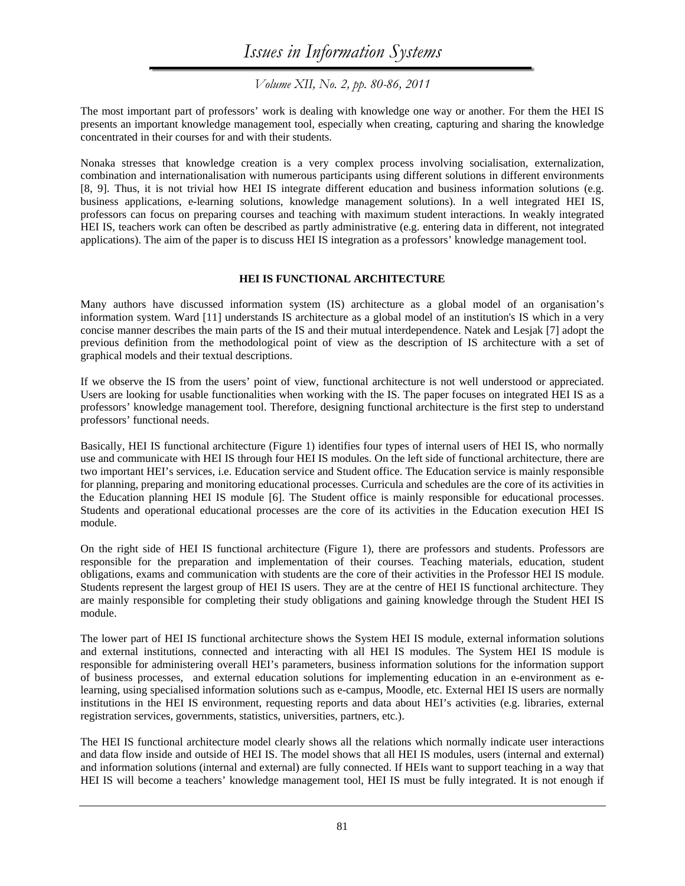The most important part of professors' work is dealing with knowledge one way or another. For them the HEI IS presents an important knowledge management tool, especially when creating, capturing and sharing the knowledge concentrated in their courses for and with their students.

Nonaka stresses that knowledge creation is a very complex process involving socialisation, externalization, combination and internationalisation with numerous participants using different solutions in different environments [8, 9]. Thus, it is not trivial how HEI IS integrate different education and business information solutions (e.g. business applications, e-learning solutions, knowledge management solutions). In a well integrated HEI IS, professors can focus on preparing courses and teaching with maximum student interactions. In weakly integrated HEI IS, teachers work can often be described as partly administrative (e.g. entering data in different, not integrated applications). The aim of the paper is to discuss HEI IS integration as a professors' knowledge management tool.

## HEI IS FUNCTIONAL ARCHITECTURE

Many authors have discussed information system (IS) architecture as a global model of an organisation's information system. Ward [11] understands IS architecture as a global model of an institution's IS which in a very concise manner describes the main parts of the IS and their mutual interdependence. Natek and Lesjak [7] adopt the previous definition from the methodological point of view as the description of IS architecture with a set of graphical models and their textual descriptions.

If we observe the IS from the users' point of view, functional architecture is not well understood or appreciated. Users are looking for usable functionalities when working with the IS. The paper focuses on integrated HEI IS as a professors' knowledge management tool. Therefore, designing functional architecture is the first step to understand professors' functional needs.

Basically, HEI IS functional architecture (Figure 1) identifies four types of internal users of HEI IS, who normally use and communicate with HEI IS through four HEI IS modules. On the left side of functional architecture, there are two important HEI's services, i.e. Education service and Student office. The Education service is mainly responsible for planning, preparing and monitoring educational processes. Curricula and schedules are the core of its activities in the Education planning HEI IS module [6]. The Student office is mainly responsible for educational processes. Students and operational educational processes are the core of its activities in the Education execution HEI IS module.

On the right side of HEI IS functional architecture (Figure 1), there are professors and students. Professors are responsible for the preparation and implementation of their courses. Teaching materials, education, student obligations, exams and communication with students are the core of their activities in the Professor HEI IS module. Students represent the largest group of HEI IS users. They are at the centre of HEI IS functional architecture. They are mainly responsible for completing their study obligations and gaining knowledge through the Student HEI IS module.

The lower part of HEI IS functional architecture shows the System HEI IS module, external information solutions and external institutions, connected and interacting with all HEI IS modules. The System HEI IS module is responsible for administering overall HEI's parameters, business information solutions for the information support of business processes, and external education solutions for implementing education in an e-environment as e-learning, using specialised information solutions such as e-campus, Moodle, etc. External HEI IS users are normally institutions in the HEI IS environment, requesting reports and data about HEI's activities (e.g. libraries, external registration services, governments, statistics, universities, partners, etc.).

The HEI IS functional architecture model clearly shows all the relations which normally indicate user interactions and data flow inside and outside of HEI IS. The model shows that all HEI IS modules, users (internal and external) and information solutions (internal and external) are fully connected. If HEIs want to support teaching in a way that HEI IS will become a teachers' knowledge management tool, HEI IS must be fully integrated. It is not enough if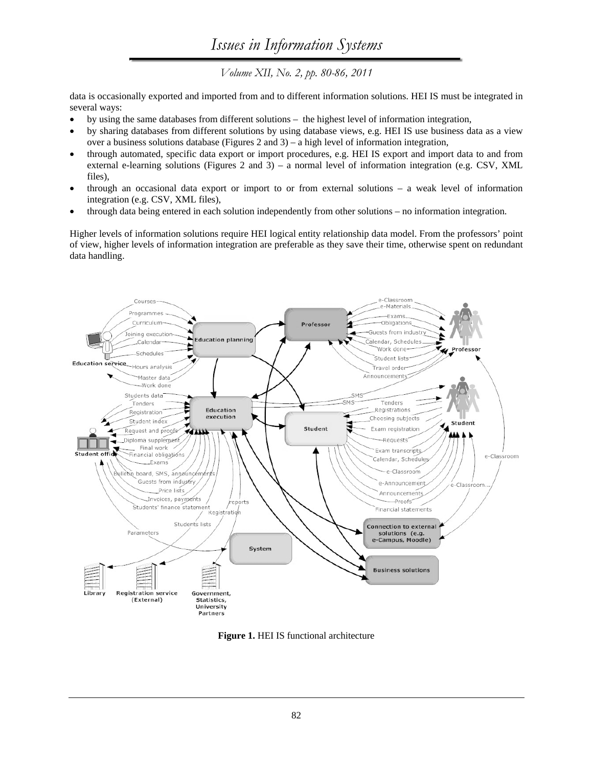data is occasionally exported and imported from and to different information solutions. HEI IS must be integrated in several ways:

- by using the same databases from different solutions – the highest level of information integration,
- by sharing databases from different solutions by using database views, e.g. HEI IS use business data as a view over a business solutions database (Figures 2 and 3) – a high level of information integration,
- through automated, specific data export or import procedures, e.g. HEI IS export and import data to and from external e-learning solutions (Figures 2 and 3) – a normal level of information integration (e.g. CSV, XML files),
- through an occasional data export or import to or from external solutions – a weak level of information integration (e.g. CSV, XML files),
- through data being entered in each solution independently from other solutions – no information integration.

Higher levels of information solutions require HEI logical entity relationship data model. From the professors' point of view, higher levels of information integration are preferable as they save their time, otherwise spent on redundant data handling.

**Figure 1.** HEI IS functional architecture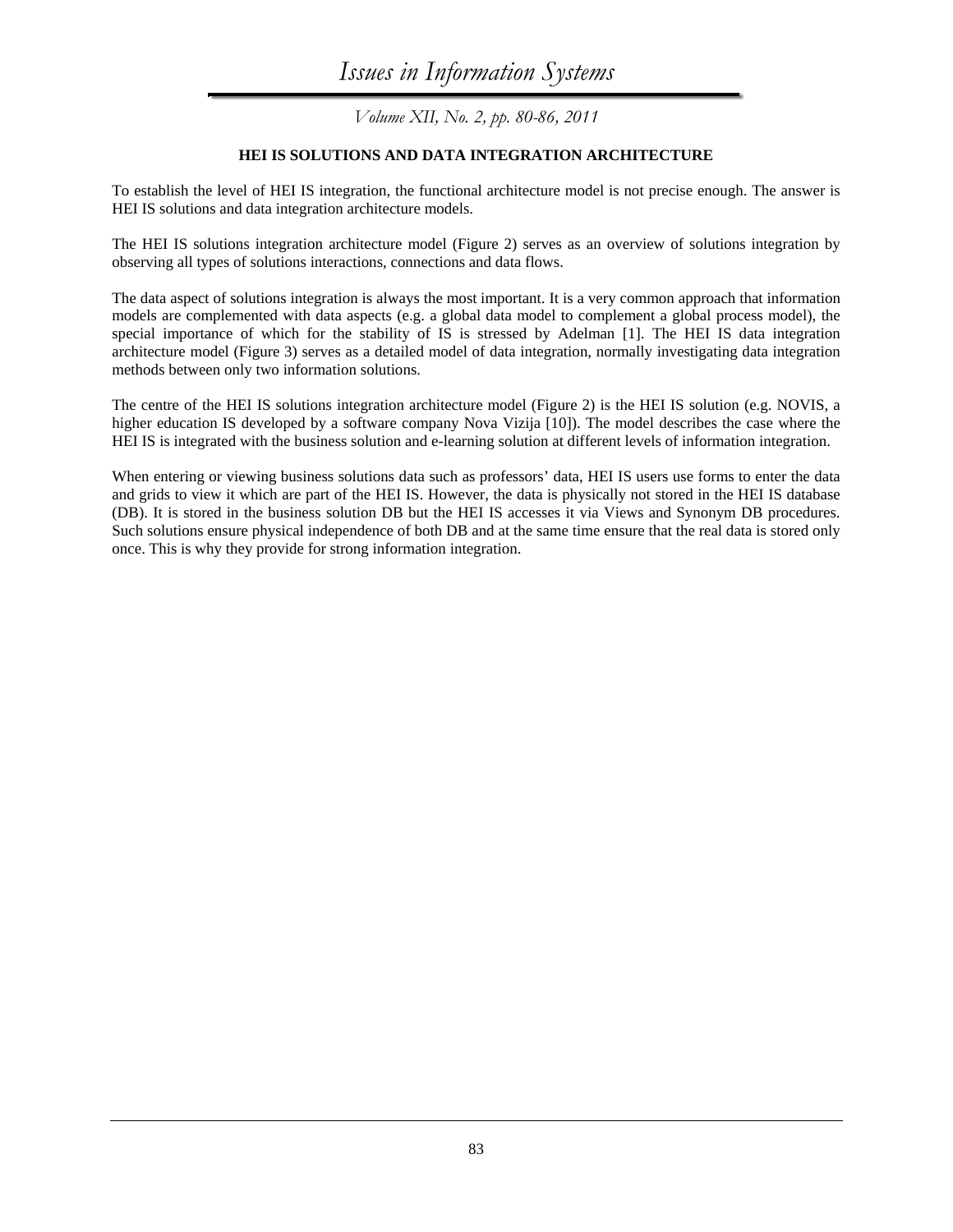## HEI IS SOLUTIONS AND DATA INTEGRATION ARCHITECTURE

To establish the level of HEI IS integration, the functional architecture model is not precise enough. The answer is HEI IS solutions and data integration architecture models.

The HEI IS solutions integration architecture model (Figure 2) serves as an overview of solutions integration by observing all types of solutions interactions, connections and data flows.

The data aspect of solutions integration is always the most important. It is a very common approach that information models are complemented with data aspects (e.g. a global data model to complement a global process model), the special importance of which for the stability of IS is stressed by Adelman [1]. The HEI IS data integration architecture model (Figure 3) serves as a detailed model of data integration, normally investigating data integration methods between only two information solutions.

The centre of the HEI IS solutions integration architecture model (Figure 2) is the HEI IS solution (e.g. NOVIS, a higher education IS developed by a software company Nova Vizija [10]). The model describes the case where the HEI IS is integrated with the business solution and e-learning solution at different levels of information integration.

When entering or viewing business solutions data such as professors' data, HEI IS users use forms to enter the data and grids to view it which are part of the HEI IS. However, the data is physically not stored in the HEI IS database (DB). It is stored in the business solution DB but the HEI IS accesses it via Views and Synonym DB procedures. Such solutions ensure physical independence of both DB and at the same time ensure that the real data is stored only once. This is why they provide for strong information integration.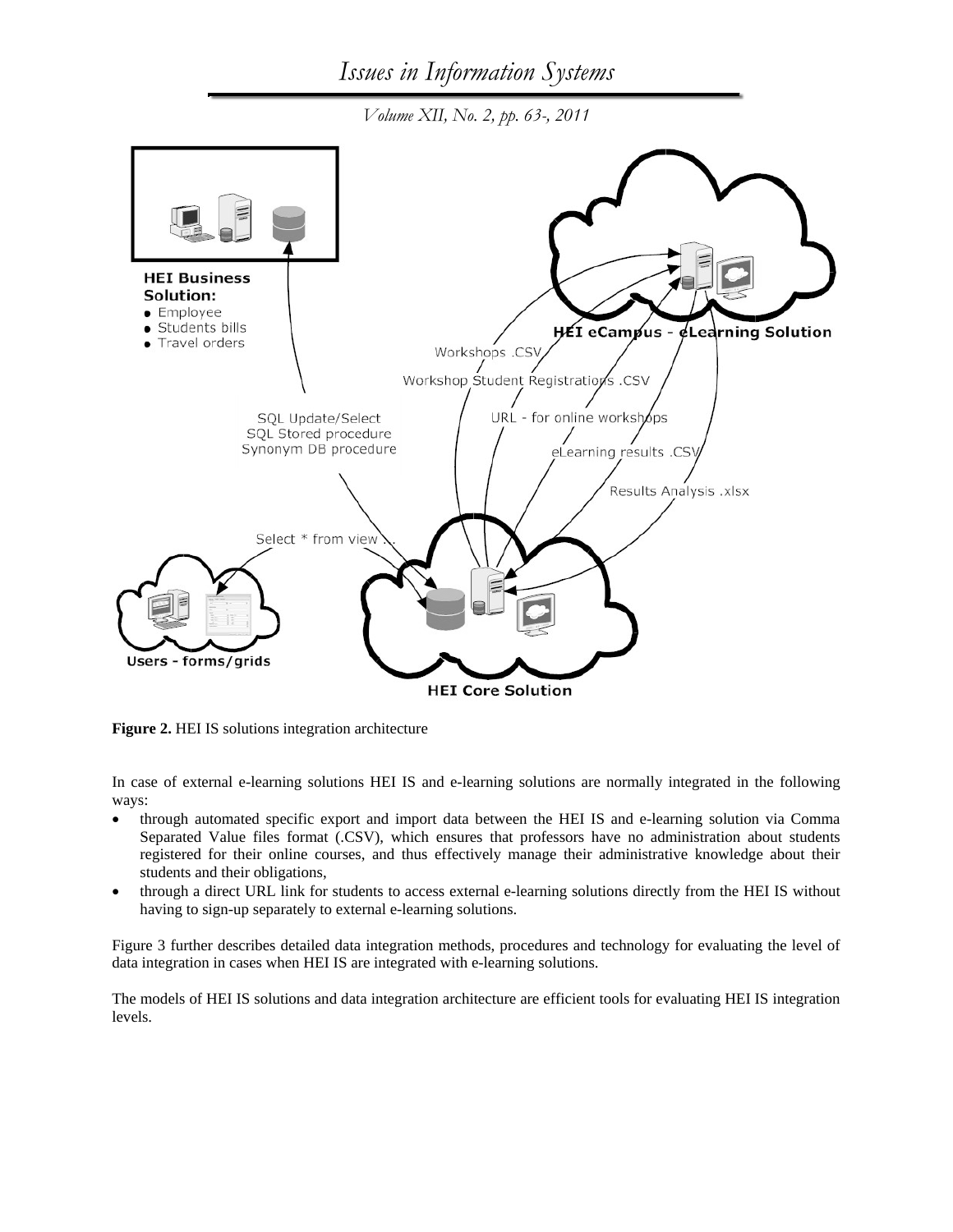**Figure 2.** HEI IS solutions integration architecture

In case of external e-learning solutions HEI IS and e-learning solutions are normally integrated in the following ways:

- through automated specific export and import data between the HEI IS and e-learning solution via Comma Separated Value files format (.CSV), which ensures that professors have no administration about students registered for their online courses, and thus effectively manage their administrative knowledge about their students and their obligations,
- through a direct URL link for students to access external e-learning solutions directly from the HEI IS without having to sign-up separately to external e-learning solutions.

Figure 3 further describes detailed data integration methods, procedures and technology for evaluating the level of data integration in cases when HEI IS are integrated with e-learning solutions.

The models of HEI IS solutions and data integration architecture are efficient tools for evaluating HEI IS integration levels.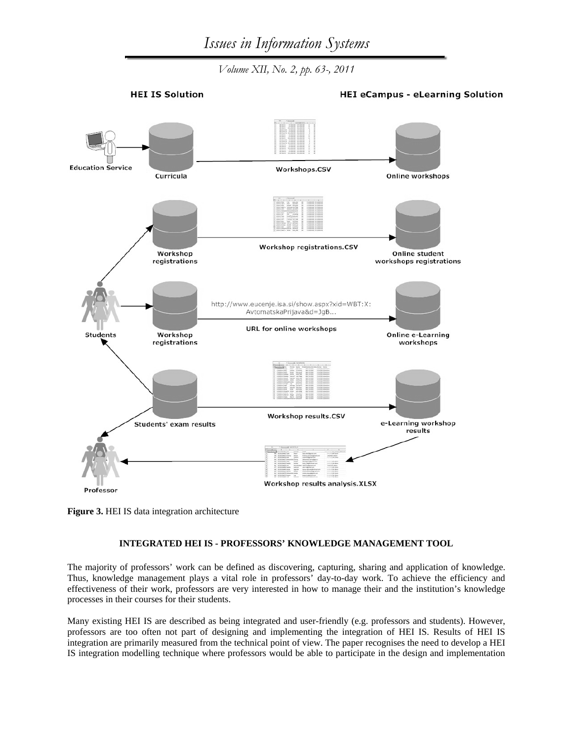**Figure 3.** HEI IS data integration architecture

## INTEGRATED HEI IS - PROFESSORS' KNOWLEDGE MANAGEMENT TOOL

The majority of professors' work can be defined as discovering, capturing, sharing and application of knowledge. Thus, knowledge management plays a vital role in professors' day-to-day work. To achieve the efficiency and effectiveness of their work, professors are very interested in how to manage their and the institution's knowledge processes in their courses for their students.

Many existing HEI IS are described as being integrated and user-friendly (e.g. professors and students). However, professors are too often not part of designing and implementing the integration of HEI IS. Results of HEI IS integration are primarily measured from the technical point of view. The paper recognises the need to develop a HEI IS integration modelling technique where professors would be able to participate in the design and implementation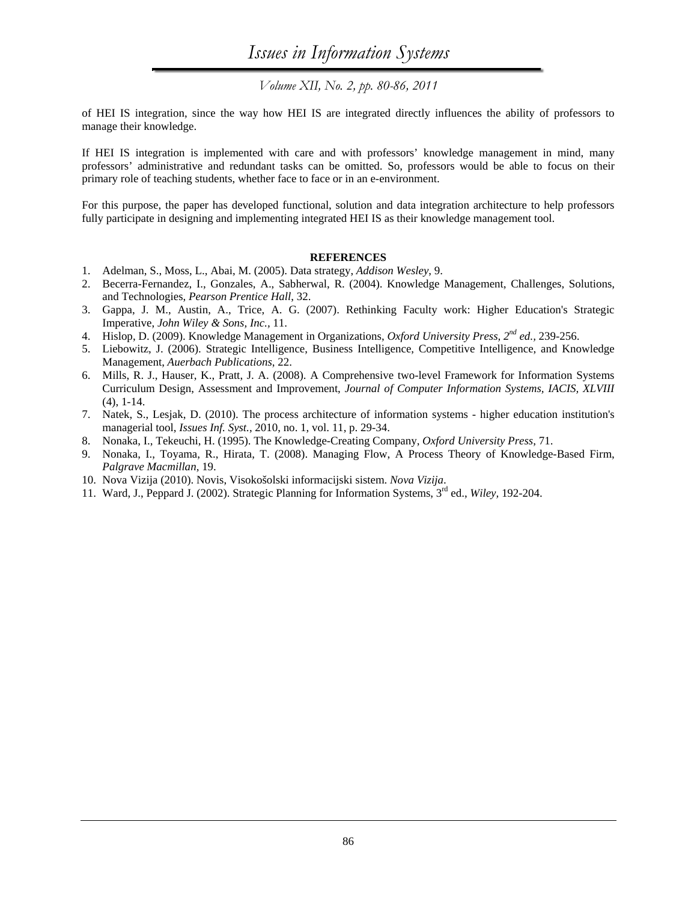of HEI IS integration, since the way how HEI IS are integrated directly influences the ability of professors to manage their knowledge.

If HEI IS integration is implemented with care and with professors' knowledge management in mind, many professors' administrative and redundant tasks can be omitted. So, professors would be able to focus on their primary role of teaching students, whether face to face or in an e-environment.

For this purpose, the paper has developed functional, solution and data integration architecture to help professors fully participate in designing and implementing integrated HEI IS as their knowledge management tool.

## REFERENCES

1. Adelman, S., Moss, L., Abai, M. (2005). Data strategy, *Addison Wesley*, 9.
2. Becerra-Fernandez, I., Gonzales, A., Sabherwal, R. (2004). Knowledge Management, Challenges, Solutions, and Technologies, *Pearson Prentice Hall*, 32.
3. Gappa, J. M., Austin, A., Trice, A. G. (2007). Rethinking Faculty work: Higher Education's Strategic Imperative, *John Wiley & Sons, Inc.*, 11.
4. Hislop, D. (2009). Knowledge Management in Organizations, *Oxford University Press, 2nd ed.*, 239-256.
5. Liebowitz, J. (2006). Strategic Intelligence, Business Intelligence, Competitive Intelligence, and Knowledge Management, *Auerbach Publications*, 22.
6. Mills, R. J., Hauser, K., Pratt, J. A. (2008). A Comprehensive two-level Framework for Information Systems Curriculum Design, Assessment and Improvement, *Journal of Computer Information Systems, IACIS, XLVIII* (4), 1-14.
7. Natek, S., Lesjak, D. (2010). The process architecture of information systems - higher education institution's managerial tool, *Issues Inf. Syst.*, 2010, no. 1, vol. 11, p. 29-34.
8. Nonaka, I., Tekeuchi, H. (1995). The Knowledge-Creating Company, *Oxford University Press*, 71.
9. Nonaka, I., Toyama, R., Hirata, T. (2008). Managing Flow, A Process Theory of Knowledge-Based Firm, *Palgrave Macmillan*, 19.
10. Nova Vizija (2010). Novis, Visokošolski informacijski sistem. *Nova Vizija*.
11. Ward, J., Peppard J. (2002). Strategic Planning for Information Systems, 3rd ed., *Wiley*, 192-204.